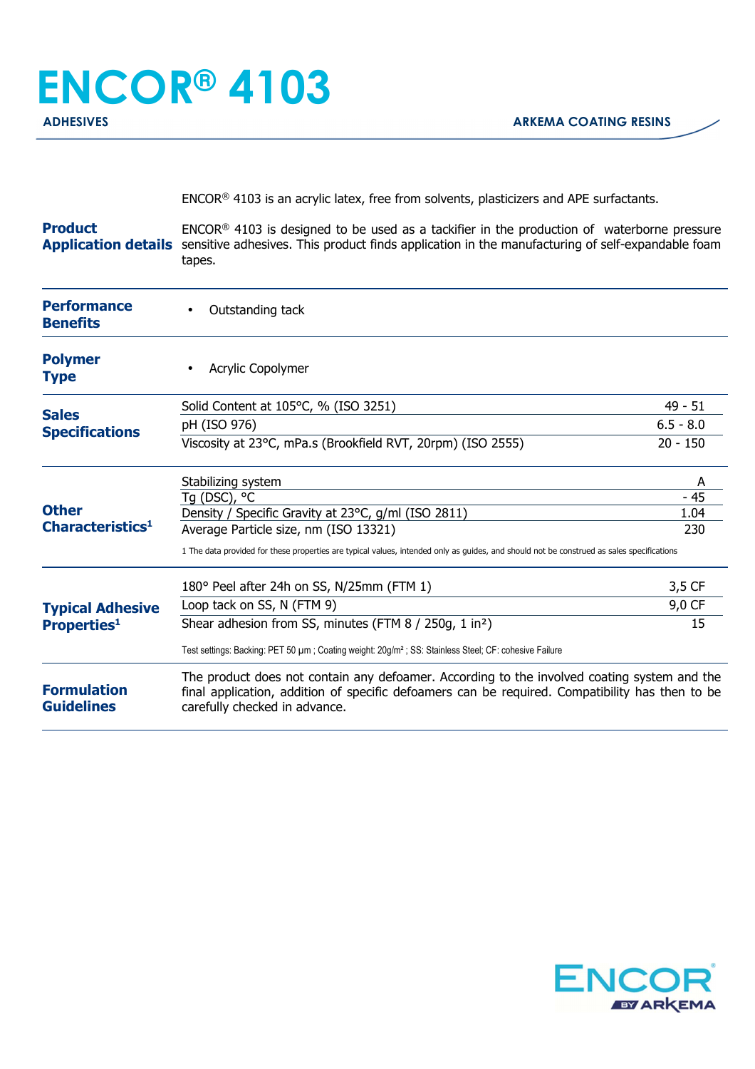# ENCOR® 4103

**ADHESIVES** | **ARKEMA COATING RESINS**

ENCOR® 4103 is an acrylic latex, free from solvents, plasticizers and APE surfactants.

## Product Application details

ENCOR® 4103 is designed to be used as a tackifier in the production of waterborne pressure sensitive adhesives. This product finds application in the manufacturing of self-expandable foam tapes.

## Performance Benefits

- Outstanding tack

## Polymer Type

- Acrylic Copolymer

## Sales Specifications

| Property | Value |
|---|---|
| Solid Content at 105°C, % (ISO 3251) | 49 - 51 |
| pH (ISO 976) | 6.5 - 8.0 |
| Viscosity at 23°C, mPa.s (Brookfield RVT, 20rpm) (ISO 2555) | 20 - 150 |

## Other Characteristics[1]

| Property | Value |
|---|---|
| Stabilizing system | A |
| Tg (DSC), °C | - 45 |
| Density / Specific Gravity at 23°C, g/ml (ISO 2811) | 1.04 |
| Average Particle size, nm (ISO 13321) | 230 |

1 The data provided for these properties are typical values, intended only as guides, and should not be construed as sales specifications

## Typical Adhesive Properties[1]

| Property | Value |
|---|---|
| 180° Peel after 24h on SS, N/25mm (FTM 1) | 3,5 CF |
| Loop tack on SS, N (FTM 9) | 9,0 CF |
| Shear adhesion from SS, minutes (FTM 8 / 250g, 1 in²) | 15 |

Test settings: Backing: PET 50 µm ; Coating weight: 20g/m² ; SS: Stainless Steel; CF: cohesive Failure

## Formulation Guidelines

The product does not contain any defoamer. According to the involved coating system and the final application, addition of specific defoamers can be required. Compatibility has then to be carefully checked in advance.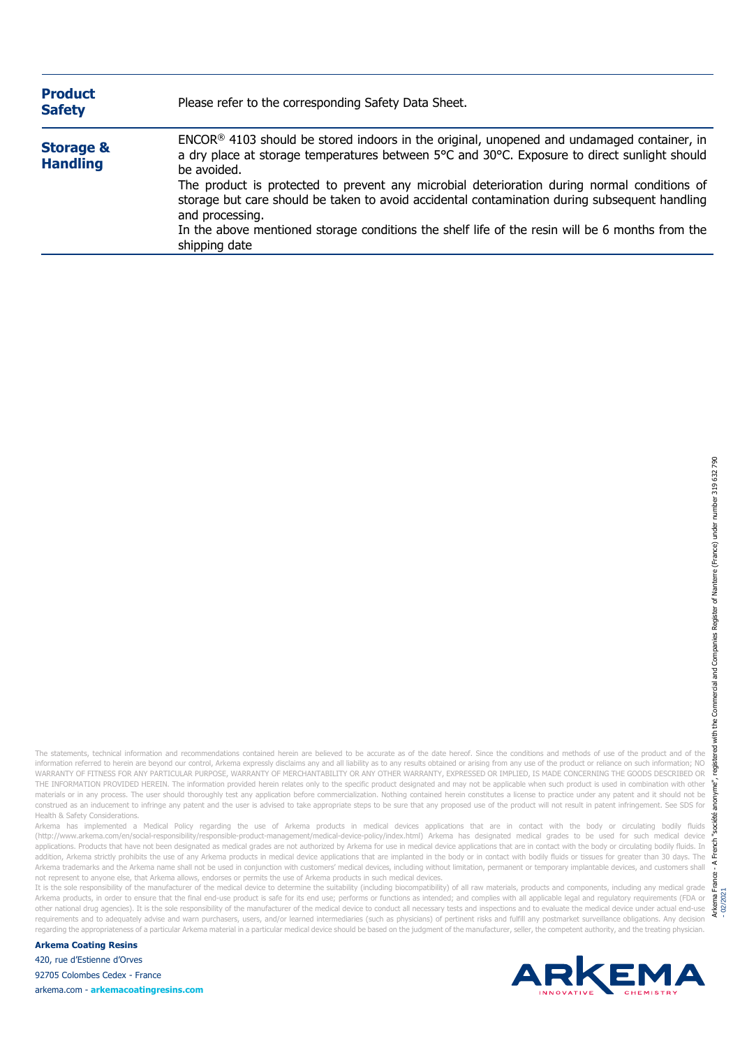| | |
|---|---|
| **Product Safety** | Please refer to the corresponding Safety Data Sheet. |
| **Storage & Handling** | ENCOR® 4103 should be stored indoors in the original, unopened and undamaged container, in a dry place at storage temperatures between 5°C and 30°C. Exposure to direct sunlight should be avoided.<br>The product is protected to prevent any microbial deterioration during normal conditions of storage but care should be taken to avoid accidental contamination during subsequent handling and processing.<br>In the above mentioned storage conditions the shelf life of the resin will be 6 months from the shipping date |

The statements, technical information and recommendations contained herein are believed to be accurate as of the date hereof. Since the conditions and methods of use of the product and of the information referred to herein are beyond our control, Arkema expressly disclaims any and all liability as to any results obtained or arising from any use of the product or reliance on such information; NO WARRANTY OF FITNESS FOR ANY PARTICULAR PURPOSE, WARRANTY OF MERCHANTABILITY OR ANY OTHER WARRANTY, EXPRESSED OR IMPLIED, IS MADE CONCERNING THE GOODS DESCRIBED OR THE INFORMATION PROVIDED HEREIN. The information provided herein relates only to the specific product designated and may not be applicable when such product is used in combination with other materials or in any process. The user should thoroughly test any application before commercialization. Nothing contained herein constitutes a license to practice under any patent and it should not be construed as an inducement to infringe any patent and the user is advised to take appropriate steps to be sure that any proposed use of the product will not result in patent infringement. See SDS for Health & Safety Considerations.

Arkema has implemented a Medical Policy regarding the use of Arkema products in medical devices applications that are in contact with the body or circulating bodily fluids (http://www.arkema.com/en/social-responsibility/responsible-product-management/medical-device-policy/index.html) Arkema has designated medical grades to be used for such medical device applications. Products that have not been designated as medical grades are not authorized by Arkema for use in medical device applications that are in contact with the body or circulating bodily fluids. In addition, Arkema strictly prohibits the use of any Arkema products in medical device applications that are implanted in the body or in contact with bodily fluids or tissues for greater than 30 days. The Arkema trademarks and the Arkema name shall not be used in conjunction with customers' medical devices, including without limitation, permanent or temporary implantable devices, and customers shall not represent to anyone else, that Arkema allows, endorses or permits the use of Arkema products in such medical devices.

It is the sole responsibility of the manufacturer of the medical device to determine the suitability (including biocompatibility) of all raw materials, products and components, including any medical grade Arkema products, in order to ensure that the final end-use product is safe for its end use; performs or functions as intended; and complies with all applicable legal and regulatory requirements (FDA or other national drug agencies). It is the sole responsibility of the manufacturer of the medical device to conduct all necessary tests and inspections and to evaluate the medical device under actual end-use requirements and to adequately advise and warn purchasers, users, and/or learned intermediaries (such as physicians) of pertinent risks and fulfill any postmarket surveillance obligations. Any decision regarding the appropriateness of a particular Arkema material in a particular medical device should be based on the judgment of the manufacturer, seller, the competent authority, and the treating physician.

**Arkema Coating Resins**
420, rue d'Estienne d'Orves
92705 Colombes Cedex - France
arkema.com - **arkemacoatingresins.com**

ARKEMA INNOVATIVE CHEMISTRY

Arkema France - A French "société anonyme", registered with the Commercial and Companies Register of Nanterre (France) under number 319 632 790 - 02/2021